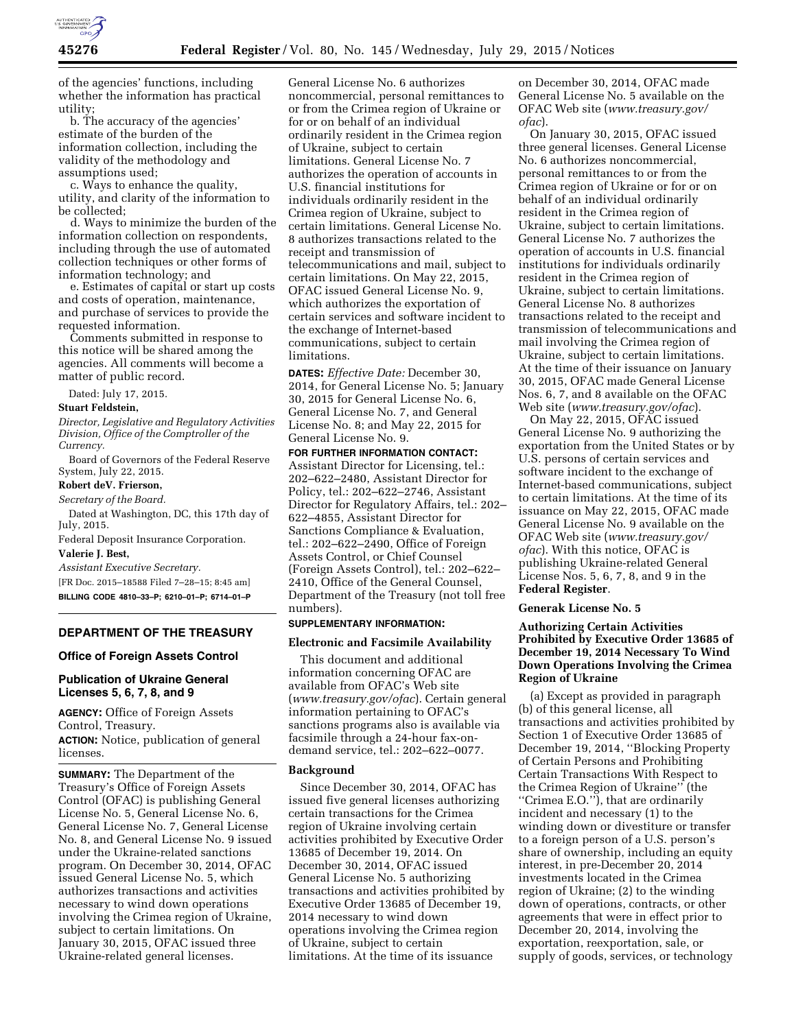of the agencies' functions, including whether the information has practical utility;

b. The accuracy of the agencies' estimate of the burden of the information collection, including the validity of the methodology and assumptions used;

c. Ways to enhance the quality, utility, and clarity of the information to be collected;

d. Ways to minimize the burden of the information collection on respondents, including through the use of automated collection techniques or other forms of information technology; and

e. Estimates of capital or start up costs and costs of operation, maintenance, and purchase of services to provide the requested information.

Comments submitted in response to this notice will be shared among the agencies. All comments will become a matter of public record.

Dated: July 17, 2015.

**Stuart Feldstein,**

*Director, Legislative and Regulatory Activities Division, Office of the Comptroller of the Currency.*

Board of Governors of the Federal Reserve System, July 22, 2015.

**Robert deV. Frierson,**

*Secretary of the Board.*

Dated at Washington, DC, this 17th day of July, 2015.

Federal Deposit Insurance Corporation.

**Valerie J. Best,**

*Assistant Executive Secretary.*

[FR Doc. 2015–18588 Filed 7–28–15; 8:45 am]

**BILLING CODE 4810–33–P; 6210–01–P; 6714–01–P**

## DEPARTMENT OF THE TREASURY

### Office of Foreign Assets Control

### Publication of Ukraine General Licenses 5, 6, 7, 8, and 9

**AGENCY:** Office of Foreign Assets Control, Treasury.

**ACTION:** Notice, publication of general licenses.

**SUMMARY:** The Department of the Treasury's Office of Foreign Assets Control (OFAC) is publishing General License No. 5, General License No. 6, General License No. 7, General License No. 8, and General License No. 9 issued under the Ukraine-related sanctions program. On December 30, 2014, OFAC issued General License No. 5, which authorizes transactions and activities necessary to wind down operations involving the Crimea region of Ukraine, subject to certain limitations. On January 30, 2015, OFAC issued three Ukraine-related general licenses. General License No. 6 authorizes noncommercial, personal remittances to or from the Crimea region of Ukraine or for or on behalf of an individual ordinarily resident in the Crimea region of Ukraine, subject to certain limitations. General License No. 7 authorizes the operation of accounts in U.S. financial institutions for individuals ordinarily resident in the Crimea region of Ukraine, subject to certain limitations. General License No. 8 authorizes transactions related to the receipt and transmission of telecommunications and mail, subject to certain limitations. On May 22, 2015, OFAC issued General License No. 9, which authorizes the exportation of certain services and software incident to the exchange of Internet-based communications, subject to certain limitations.

**DATES:** *Effective Date:* December 30, 2014, for General License No. 5; January 30, 2015 for General License No. 6, General License No. 7, and General License No. 8; and May 22, 2015 for General License No. 9.

**FOR FURTHER INFORMATION CONTACT:** Assistant Director for Licensing, tel.: 202–622–2480, Assistant Director for Policy, tel.: 202–622–2746, Assistant Director for Regulatory Affairs, tel.: 202–622–4855, Assistant Director for Sanctions Compliance & Evaluation, tel.: 202–622–2490, Office of Foreign Assets Control, or Chief Counsel (Foreign Assets Control), tel.: 202–622–2410, Office of the General Counsel, Department of the Treasury (not toll free numbers).

**SUPPLEMENTARY INFORMATION:**

### Electronic and Facsimile Availability

This document and additional information concerning OFAC are available from OFAC's Web site (*www.treasury.gov/ofac*). Certain general information pertaining to OFAC's sanctions programs also is available via facsimile through a 24-hour fax-on-demand service, tel.: 202–622–0077.

### Background

Since December 30, 2014, OFAC has issued five general licenses authorizing certain transactions for the Crimea region of Ukraine involving certain activities prohibited by Executive Order 13685 of December 19, 2014. On December 30, 2014, OFAC issued General License No. 5 authorizing transactions and activities prohibited by Executive Order 13685 of December 19, 2014 necessary to wind down operations involving the Crimea region of Ukraine, subject to certain limitations. At the time of its issuance on December 30, 2014, OFAC made General License No. 5 available on the OFAC Web site (*www.treasury.gov/ofac*).

On January 30, 2015, OFAC issued three general licenses. General License No. 6 authorizes noncommercial, personal remittances to or from the Crimea region of Ukraine or for or on behalf of an individual ordinarily resident in the Crimea region of Ukraine, subject to certain limitations. General License No. 7 authorizes the operation of accounts in U.S. financial institutions for individuals ordinarily resident in the Crimea region of Ukraine, subject to certain limitations. General License No. 8 authorizes transactions related to the receipt and transmission of telecommunications and mail involving the Crimea region of Ukraine, subject to certain limitations. At the time of their issuance on January 30, 2015, OFAC made General License Nos. 6, 7, and 8 available on the OFAC Web site (*www.treasury.gov/ofac*).

On May 22, 2015, OFAC issued General License No. 9 authorizing the exportation from the United States or by U.S. persons of certain services and software incident to the exchange of Internet-based communications, subject to certain limitations. At the time of its issuance on May 22, 2015, OFAC made General License No. 9 available on the OFAC Web site (*www.treasury.gov/ofac*). With this notice, OFAC is publishing Ukraine-related General License Nos. 5, 6, 7, 8, and 9 in the **Federal Register**.

### Generak License No. 5

### Authorizing Certain Activities Prohibited by Executive Order 13685 of December 19, 2014 Necessary To Wind Down Operations Involving the Crimea Region of Ukraine

(a) Except as provided in paragraph (b) of this general license, all transactions and activities prohibited by Section 1 of Executive Order 13685 of December 19, 2014, ''Blocking Property of Certain Persons and Prohibiting Certain Transactions With Respect to the Crimea Region of Ukraine'' (the ''Crimea E.O.''), that are ordinarily incident and necessary (1) to the winding down or divestiture or transfer to a foreign person of a U.S. person's share of ownership, including an equity interest, in pre-December 20, 2014 investments located in the Crimea region of Ukraine; (2) to the winding down of operations, contracts, or other agreements that were in effect prior to December 20, 2014, involving the exportation, reexportation, sale, or supply of goods, services, or technology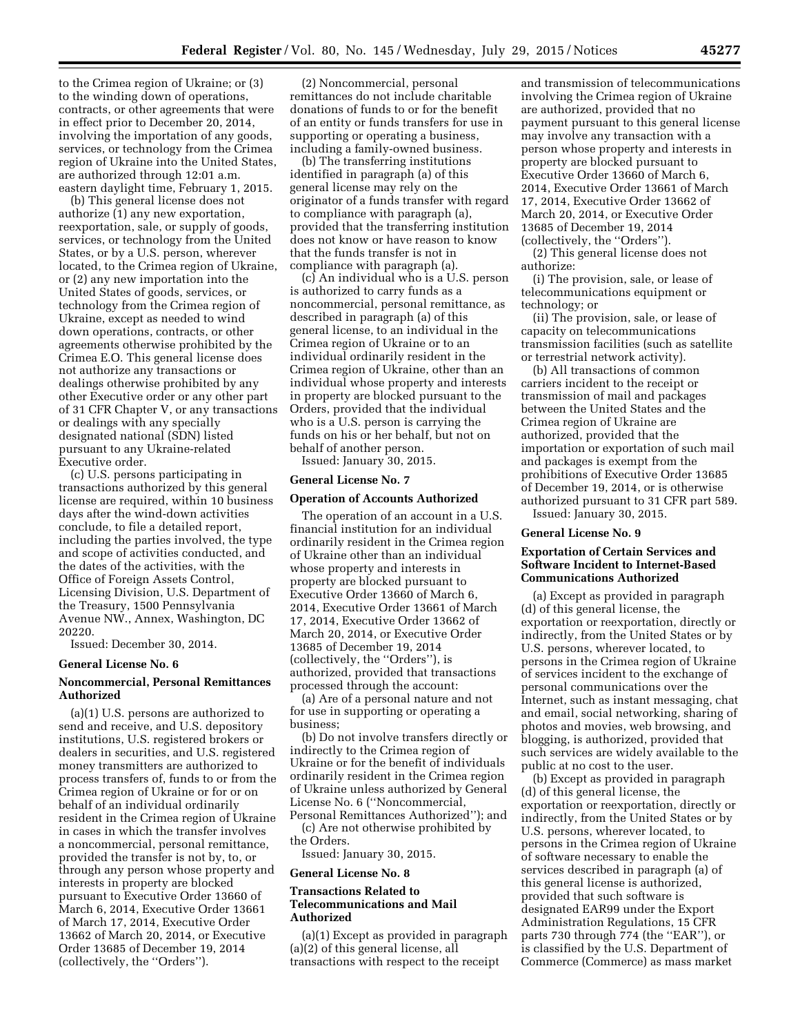to the Crimea region of Ukraine; or (3) to the winding down of operations, contracts, or other agreements that were in effect prior to December 20, 2014, involving the importation of any goods, services, or technology from the Crimea region of Ukraine into the United States, are authorized through 12:01 a.m. eastern daylight time, February 1, 2015.

(b) This general license does not authorize (1) any new exportation, reexportation, sale, or supply of goods, services, or technology from the United States, or by a U.S. person, wherever located, to the Crimea region of Ukraine, or (2) any new importation into the United States of goods, services, or technology from the Crimea region of Ukraine, except as needed to wind down operations, contracts, or other agreements otherwise prohibited by the Crimea E.O. This general license does not authorize any transactions or dealings otherwise prohibited by any other Executive order or any other part of 31 CFR Chapter V, or any transactions or dealings with any specially designated national (SDN) listed pursuant to any Ukraine-related Executive order.

(c) U.S. persons participating in transactions authorized by this general license are required, within 10 business days after the wind-down activities conclude, to file a detailed report, including the parties involved, the type and scope of activities conducted, and the dates of the activities, with the Office of Foreign Assets Control, Licensing Division, U.S. Department of the Treasury, 1500 Pennsylvania Avenue NW., Annex, Washington, DC 20220.

Issued: December 30, 2014.

**General License No. 6**

**Noncommercial, Personal Remittances Authorized**

(a)(1) U.S. persons are authorized to send and receive, and U.S. depository institutions, U.S. registered brokers or dealers in securities, and U.S. registered money transmitters are authorized to process transfers of, funds to or from the Crimea region of Ukraine or for or on behalf of an individual ordinarily resident in the Crimea region of Ukraine in cases in which the transfer involves a noncommercial, personal remittance, provided the transfer is not by, to, or through any person whose property and interests in property are blocked pursuant to Executive Order 13660 of March 6, 2014, Executive Order 13661 of March 17, 2014, Executive Order 13662 of March 20, 2014, or Executive Order 13685 of December 19, 2014 (collectively, the ''Orders'').

(2) Noncommercial, personal remittances do not include charitable donations of funds to or for the benefit of an entity or funds transfers for use in supporting or operating a business, including a family-owned business.

(b) The transferring institutions identified in paragraph (a) of this general license may rely on the originator of a funds transfer with regard to compliance with paragraph (a), provided that the transferring institution does not know or have reason to know that the funds transfer is not in compliance with paragraph (a).

(c) An individual who is a U.S. person is authorized to carry funds as a noncommercial, personal remittance, as described in paragraph (a) of this general license, to an individual in the Crimea region of Ukraine or to an individual ordinarily resident in the Crimea region of Ukraine, other than an individual whose property and interests in property are blocked pursuant to the Orders, provided that the individual who is a U.S. person is carrying the funds on his or her behalf, but not on behalf of another person.

Issued: January 30, 2015.

**General License No. 7**

**Operation of Accounts Authorized**

The operation of an account in a U.S. financial institution for an individual ordinarily resident in the Crimea region of Ukraine other than an individual whose property and interests in property are blocked pursuant to Executive Order 13660 of March 6, 2014, Executive Order 13661 of March 17, 2014, Executive Order 13662 of March 20, 2014, or Executive Order 13685 of December 19, 2014 (collectively, the ''Orders''), is authorized, provided that transactions processed through the account:

(a) Are of a personal nature and not for use in supporting or operating a business;

(b) Do not involve transfers directly or indirectly to the Crimea region of Ukraine or for the benefit of individuals ordinarily resident in the Crimea region of Ukraine unless authorized by General License No. 6 (''Noncommercial, Personal Remittances Authorized''); and

(c) Are not otherwise prohibited by the Orders.

Issued: January 30, 2015.

**General License No. 8**

**Transactions Related to Telecommunications and Mail Authorized**

(a)(1) Except as provided in paragraph (a)(2) of this general license, all transactions with respect to the receipt and transmission of telecommunications involving the Crimea region of Ukraine are authorized, provided that no payment pursuant to this general license may involve any transaction with a person whose property and interests in property are blocked pursuant to Executive Order 13660 of March 6, 2014, Executive Order 13661 of March 17, 2014, Executive Order 13662 of March 20, 2014, or Executive Order 13685 of December 19, 2014 (collectively, the ''Orders'').

(2) This general license does not authorize:

(i) The provision, sale, or lease of telecommunications equipment or technology; or

(ii) The provision, sale, or lease of capacity on telecommunications transmission facilities (such as satellite or terrestrial network activity).

(b) All transactions of common carriers incident to the receipt or transmission of mail and packages between the United States and the Crimea region of Ukraine are authorized, provided that the importation or exportation of such mail and packages is exempt from the prohibitions of Executive Order 13685 of December 19, 2014, or is otherwise authorized pursuant to 31 CFR part 589.

Issued: January 30, 2015.

**General License No. 9**

**Exportation of Certain Services and Software Incident to Internet-Based Communications Authorized**

(a) Except as provided in paragraph (d) of this general license, the exportation or reexportation, directly or indirectly, from the United States or by U.S. persons, wherever located, to persons in the Crimea region of Ukraine of services incident to the exchange of personal communications over the Internet, such as instant messaging, chat and email, social networking, sharing of photos and movies, web browsing, and blogging, is authorized, provided that such services are widely available to the public at no cost to the user.

(b) Except as provided in paragraph (d) of this general license, the exportation or reexportation, directly or indirectly, from the United States or by U.S. persons, wherever located, to persons in the Crimea region of Ukraine of software necessary to enable the services described in paragraph (a) of this general license is authorized, provided that such software is designated EAR99 under the Export Administration Regulations, 15 CFR parts 730 through 774 (the ''EAR''), or is classified by the U.S. Department of Commerce (Commerce) as mass market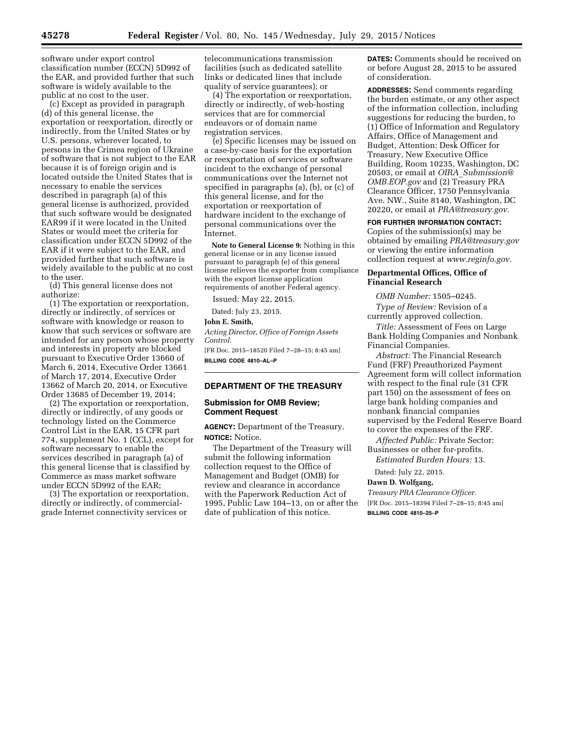software under export control classification number (ECCN) 5D992 of the EAR, and provided further that such software is widely available to the public at no cost to the user.

(c) Except as provided in paragraph (d) of this general license, the exportation or reexportation, directly or indirectly, from the United States or by U.S. persons, wherever located, to persons in the Crimea region of Ukraine of software that is not subject to the EAR because it is of foreign origin and is located outside the United States that is necessary to enable the services described in paragraph (a) of this general license is authorized, provided that such software would be designated EAR99 if it were located in the United States or would meet the criteria for classification under ECCN 5D992 of the EAR if it were subject to the EAR, and provided further that such software is widely available to the public at no cost to the user.

(d) This general license does not authorize:

(1) The exportation or reexportation, directly or indirectly, of services or software with knowledge or reason to know that such services or software are intended for any person whose property and interests in property are blocked pursuant to Executive Order 13660 of March 6, 2014, Executive Order 13661 of March 17, 2014, Executive Order 13662 of March 20, 2014, or Executive Order 13685 of December 19, 2014;

(2) The exportation or reexportation, directly or indirectly, of any goods or technology listed on the Commerce Control List in the EAR, 15 CFR part 774, supplement No. 1 (CCL), except for software necessary to enable the services described in paragraph (a) of this general license that is classified by Commerce as mass market software under ECCN 5D992 of the EAR;

(3) The exportation or reexportation, directly or indirectly, of commercial-grade Internet connectivity services or telecommunications transmission facilities (such as dedicated satellite links or dedicated lines that include quality of service guarantees); or

(4) The exportation or reexportation, directly or indirectly, of web-hosting services that are for commercial endeavors or of domain name registration services.

(e) Specific licenses may be issued on a case-by-case basis for the exportation or reexportation of services or software incident to the exchange of personal communications over the Internet not specified in paragraphs (a), (b), or (c) of this general license, and for the exportation or reexportation of hardware incident to the exchange of personal communications over the Internet.

**Note to General License 9:** Nothing in this general license or in any license issued pursuant to paragraph (e) of this general license relieves the exporter from compliance with the export license application requirements of another Federal agency.

Issued: May 22, 2015.

Dated: July 23, 2015.

**John E. Smith,**

*Acting Director, Office of Foreign Assets Control.*

[FR Doc. 2015–18520 Filed 7–28–15; 8:45 am]

**BILLING CODE 4810–AL–P**

## DEPARTMENT OF THE TREASURY

### Submission for OMB Review; Comment Request

**AGENCY:** Department of the Treasury.

**NOTICE:** Notice.

The Department of the Treasury will submit the following information collection request to the Office of Management and Budget (OMB) for review and clearance in accordance with the Paperwork Reduction Act of 1995, Public Law 104–13, on or after the date of publication of this notice.

**DATES:** Comments should be received on or before August 28, 2015 to be assured of consideration.

**ADDRESSES:** Send comments regarding the burden estimate, or any other aspect of the information collection, including suggestions for reducing the burden, to (1) Office of Information and Regulatory Affairs, Office of Management and Budget, Attention: Desk Officer for Treasury, New Executive Office Building, Room 10235, Washington, DC 20503, or email at *OIRA_Submission@OMB.EOP.gov* and (2) Treasury PRA Clearance Officer, 1750 Pennsylvania Ave. NW., Suite 8140, Washington, DC 20220, or email at *PRA@treasury.gov.*

**FOR FURTHER INFORMATION CONTACT:** Copies of the submission(s) may be obtained by emailing *PRA@treasury.gov* or viewing the entire information collection request at *www.reginfo.gov.*

### Departmental Offices, Office of Financial Research

*OMB Number:* 1505–0245.

*Type of Review:* Revision of a currently approved collection.

*Title:* Assessment of Fees on Large Bank Holding Companies and Nonbank Financial Companies.

*Abstract:* The Financial Research Fund (FRF) Preauthorized Payment Agreement form will collect information with respect to the final rule (31 CFR part 150) on the assessment of fees on large bank holding companies and nonbank financial companies supervised by the Federal Reserve Board to cover the expenses of the FRF.

*Affected Public:* Private Sector: Businesses or other for-profits.

*Estimated Burden Hours:* 13.

Dated: July 22, 2015.

**Dawn D. Wolfgang,**

*Treasury PRA Clearance Officer.*

[FR Doc. 2015–18394 Filed 7–28–15; 8:45 am]

**BILLING CODE 4810–25–P**